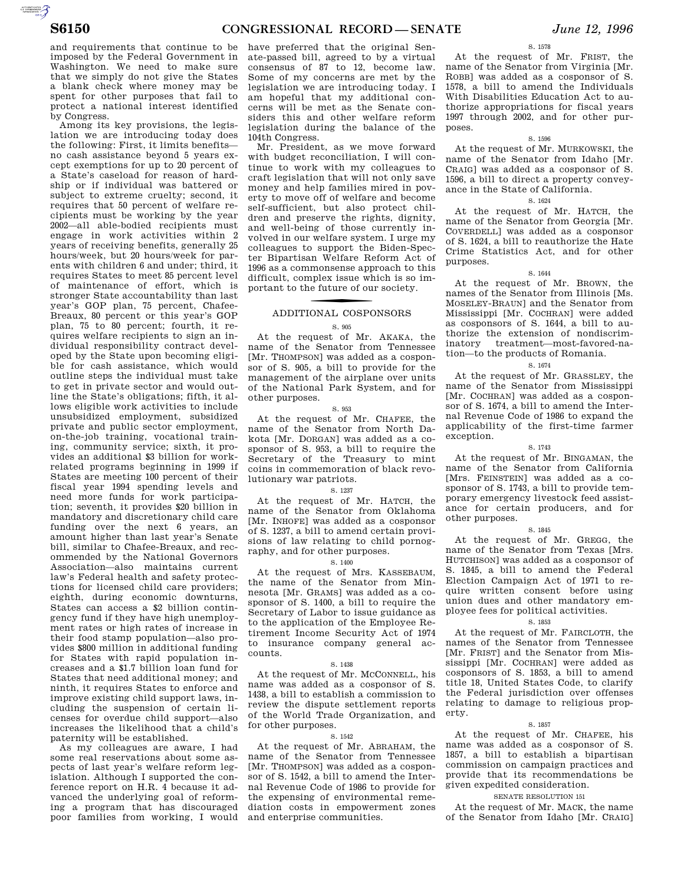and requirements that continue to be imposed by the Federal Government in Washington. We need to make sure that we simply do not give the States a blank check where money may be spent for other purposes that fail to protect a national interest identified by Congress.

Among its key provisions, the legislation we are introducing today does the following: First, it limits benefits—no cash assistance beyond 5 years except exemptions for up to 20 percent of a State's caseload for reason of hardship or if individual was battered or subject to extreme cruelty; second, it requires that 50 percent of welfare recipients must be working by the year 2002—all able-bodied recipients must engage in work activities within 2 years of receiving benefits, generally 25 hours/week, but 20 hours/week for parents with children 6 and under; third, it requires States to meet 85 percent level of maintenance of effort, which is stronger State accountability than last year's GOP plan, 75 percent, Chafee-Breaux, 80 percent or this year's GOP plan, 75 to 80 percent; fourth, it requires welfare recipients to sign an individual responsibility contract developed by the State upon becoming eligible for cash assistance, which would outline steps the individual must take to get in private sector and would outline the State's obligations; fifth, it allows eligible work activities to include unsubsidized employment, subsidized private and public sector employment, on-the-job training, vocational training, community service; sixth, it provides an additional $3 billion for work-related programs beginning in 1999 if States are meeting 100 percent of their fiscal year 1994 spending levels and need more funds for work participation; seventh, it provides $20 billion in mandatory and discretionary child care funding over the next 6 years, an amount higher than last year's Senate bill, similar to Chafee-Breaux, and recommended by the National Governors Association—also maintains current law's Federal health and safety protections for licensed child care providers; eighth, during economic downturns, States can access a $2 billion contingency fund if they have high unemployment rates or high rates of increase in their food stamp population—also provides $800 million in additional funding for States with rapid population increases and a $1.7 billion loan fund for States that need additional money; and ninth, it requires States to enforce and improve existing child support laws, including the suspension of certain licenses for overdue child support—also increases the likelihood that a child's paternity will be established.

As my colleagues are aware, I had some real reservations about some aspects of last year's welfare reform legislation. Although I supported the conference report on H.R. 4 because it advanced the underlying goal of reforming a program that has discouraged poor families from working, I would have preferred that the original Senate-passed bill, agreed to by a virtual consensus of 87 to 12, become law. Some of my concerns are met by the legislation we are introducing today. I am hopeful that my additional concerns will be met as the Senate considers this and other welfare reform legislation during the balance of the 104th Congress.

Mr. President, as we move forward with budget reconciliation, I will continue to work with my colleagues to craft legislation that will not only save money and help families mired in poverty to move off of welfare and become self-sufficient, but also protect children and preserve the rights, dignity, and well-being of those currently involved in our welfare system. I urge my colleagues to support the Biden-Specter Bipartisan Welfare Reform Act of 1996 as a commonsense approach to this difficult, complex issue which is so important to the future of our society.

## ADDITIONAL COSPONSORS

S. 905

At the request of Mr. AKAKA, the name of the Senator from Tennessee [Mr. THOMPSON] was added as a cosponsor of S. 905, a bill to provide for the management of the airplane over units of the National Park System, and for other purposes.

S. 953

At the request of Mr. CHAFEE, the name of the Senator from North Dakota [Mr. DORGAN] was added as a cosponsor of S. 953, a bill to require the Secretary of the Treasury to mint coins in commemoration of black revolutionary war patriots.

S. 1237

At the request of Mr. HATCH, the name of the Senator from Oklahoma [Mr. INHOFE] was added as a cosponsor of S. 1237, a bill to amend certain provisions of law relating to child pornography, and for other purposes.

S. 1400

At the request of Mrs. KASSEBAUM, the name of the Senator from Minnesota [Mr. GRAMS] was added as a cosponsor of S. 1400, a bill to require the Secretary of Labor to issue guidance as to the application of the Employee Retirement Income Security Act of 1974 to insurance company general accounts.

S. 1438

At the request of Mr. MCCONNELL, his name was added as a cosponsor of S. 1438, a bill to establish a commission to review the dispute settlement reports of the World Trade Organization, and for other purposes.

S. 1542

At the request of Mr. ABRAHAM, the name of the Senator from Tennessee [Mr. THOMPSON] was added as a cosponsor of S. 1542, a bill to amend the Internal Revenue Code of 1986 to provide for the expensing of environmental remediation costs in empowerment zones and enterprise communities.

S. 1578

At the request of Mr. FRIST, the name of the Senator from Virginia [Mr. ROBB] was added as a cosponsor of S. 1578, a bill to amend the Individuals With Disabilities Education Act to authorize appropriations for fiscal years 1997 through 2002, and for other purposes.

S. 1596

At the request of Mr. MURKOWSKI, the name of the Senator from Idaho [Mr. CRAIG] was added as a cosponsor of S. 1596, a bill to direct a property conveyance in the State of California.

S. 1624

At the request of Mr. HATCH, the name of the Senator from Georgia [Mr. COVERDELL] was added as a cosponsor of S. 1624, a bill to reauthorize the Hate Crime Statistics Act, and for other purposes.

S. 1644

At the request of Mr. BROWN, the names of the Senator from Illinois [Ms. MOSELEY-BRAUN] and the Senator from Mississippi [Mr. COCHRAN] were added as cosponsors of S. 1644, a bill to authorize the extension of nondiscriminatory treatment—most-favored-nation—to the products of Romania.

S. 1674

At the request of Mr. GRASSLEY, the name of the Senator from Mississippi [Mr. COCHRAN] was added as a cosponsor of S. 1674, a bill to amend the Internal Revenue Code of 1986 to expand the applicability of the first-time farmer exception.

S. 1743

At the request of Mr. BINGAMAN, the name of the Senator from California [Mrs. FEINSTEIN] was added as a cosponsor of S. 1743, a bill to provide temporary emergency livestock feed assistance for certain producers, and for other purposes.

S. 1845

At the request of Mr. GREGG, the name of the Senator from Texas [Mrs. HUTCHISON] was added as a cosponsor of S. 1845, a bill to amend the Federal Election Campaign Act of 1971 to require written consent before using union dues and other mandatory employee fees for political activities.

S. 1853

At the request of Mr. FAIRCLOTH, the names of the Senator from Tennessee [Mr. FRIST] and the Senator from Mississippi [Mr. COCHRAN] were added as cosponsors of S. 1853, a bill to amend title 18, United States Code, to clarify the Federal jurisdiction over offenses relating to damage to religious property.

S. 1857

At the request of Mr. CHAFEE, his name was added as a cosponsor of S. 1857, a bill to establish a bipartisan commission on campaign practices and provide that its recommendations be given expedited consideration.

SENATE RESOLUTION 151

At the request of Mr. MACK, the name of the Senator from Idaho [Mr. CRAIG]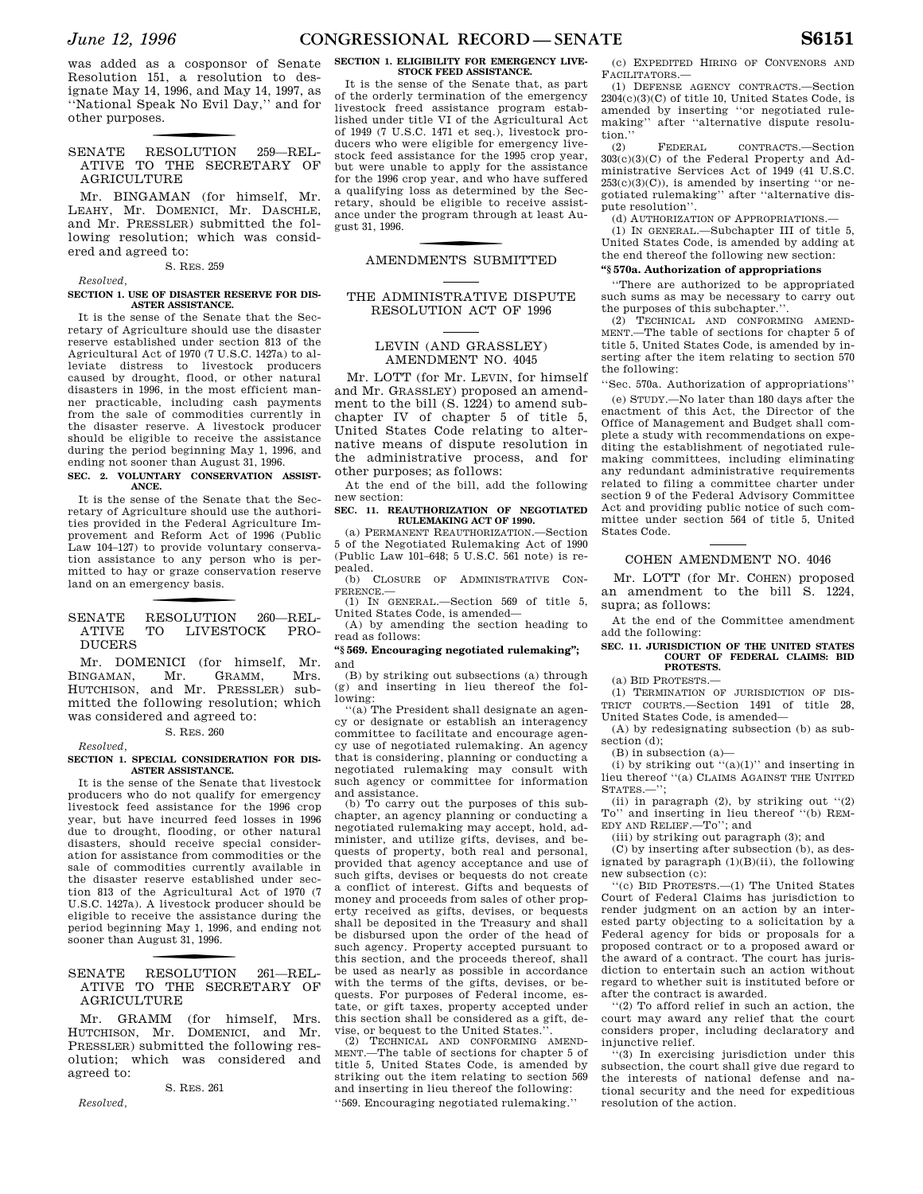was added as a cosponsor of Senate Resolution 151, a resolution to designate May 14, 1996, and May 14, 1997, as ''National Speak No Evil Day,'' and for other purposes.

## SENATE RESOLUTION 259—RELATIVE TO THE SECRETARY OF AGRICULTURE

Mr. BINGAMAN (for himself, Mr. LEAHY, Mr. DOMENICI, Mr. DASCHLE, and Mr. PRESSLER) submitted the following resolution; which was considered and agreed to:

S. RES. 259

*Resolved*,

**SECTION 1. USE OF DISASTER RESERVE FOR DISASTER ASSISTANCE.**

It is the sense of the Senate that the Secretary of Agriculture should use the disaster reserve established under section 813 of the Agricultural Act of 1970 (7 U.S.C. 1427a) to alleviate distress to livestock producers caused by drought, flood, or other natural disasters in 1996, in the most efficient manner practicable, including cash payments from the sale of commodities currently in the disaster reserve. A livestock producer should be eligible to receive the assistance during the period beginning May 1, 1996, and ending not sooner than August 31, 1996.

**SEC. 2. VOLUNTARY CONSERVATION ASSISTANCE.**

It is the sense of the Senate that the Secretary of Agriculture should use the authorities provided in the Federal Agriculture Improvement and Reform Act of 1996 (Public Law 104–127) to provide voluntary conservation assistance to any person who is permitted to hay or graze conservation reserve land on an emergency basis.

## SENATE RESOLUTION 260—RELATIVE TO LIVESTOCK PRODUCERS

Mr. DOMENICI (for himself, Mr. BINGAMAN, Mr. GRAMM, Mrs. HUTCHISON, and Mr. PRESSLER) submitted the following resolution; which was considered and agreed to:

S. RES. 260

*Resolved*,

**SECTION 1. SPECIAL CONSIDERATION FOR DISASTER ASSISTANCE.**

It is the sense of the Senate that livestock producers who do not qualify for emergency livestock feed assistance for the 1996 crop year, but have incurred feed losses in 1996 due to drought, flooding, or other natural disasters, should receive special consideration for assistance from commodities or the sale of commodities currently available in the disaster reserve established under section 813 of the Agricultural Act of 1970 (7 U.S.C. 1427a). A livestock producer should be eligible to receive the assistance during the period beginning May 1, 1996, and ending not sooner than August 31, 1996.

## SENATE RESOLUTION 261—RELATIVE TO THE SECRETARY OF AGRICULTURE

Mr. GRAMM (for himself, Mrs. HUTCHISON, Mr. DOMENICI, and Mr. PRESSLER) submitted the following resolution; which was considered and agreed to:

S. RES. 261

*Resolved*,

**SECTION 1. ELIGIBILITY FOR EMERGENCY LIVESTOCK FEED ASSISTANCE.**

It is the sense of the Senate that, as part of the orderly termination of the emergency livestock freed assistance program established under title VI of the Agricultural Act of 1949 (7 U.S.C. 1471 et seq.), livestock producers who were eligible for emergency livestock feed assistance for the 1995 crop year, but were unable to apply for the assistance for the 1996 crop year, and who have suffered a qualifying loss as determined by the Secretary, should be eligible to receive assistance under the program through at least August 31, 1996.

## AMENDMENTS SUBMITTED

## THE ADMINISTRATIVE DISPUTE RESOLUTION ACT OF 1996

### LEVIN (AND GRASSLEY) AMENDMENT NO. 4045

Mr. LOTT (for Mr. LEVIN, for himself and Mr. GRASSLEY) proposed an amendment to the bill (S. 1224) to amend subchapter IV of chapter 5 of title 5, United States Code relating to alternative means of dispute resolution in the administrative process, and for other purposes; as follows:

At the end of the bill, add the following new section:

**SEC. 11. REAUTHORIZATION OF NEGOTIATED RULEMAKING ACT OF 1990.**

(a) PERMANENT REAUTHORIZATION.—Section 5 of the Negotiated Rulemaking Act of 1990 (Public Law 101–648; 5 U.S.C. 561 note) is repealed.

(b) CLOSURE OF ADMINISTRATIVE CONFERENCE.—

(1) IN GENERAL.—Section 569 of title 5, United States Code, is amended—

(A) by amending the section heading to read as follows:

**''§ 569. Encouraging negotiated rulemaking'';**

and

(B) by striking out subsections (a) through (g) and inserting in lieu thereof the following:

''(a) The President shall designate an agency or designate or establish an interagency committee to facilitate and encourage agency use of negotiated rulemaking. An agency that is considering, planning or conducting a negotiated rulemaking may consult with such agency or committee for information and assistance.

(b) To carry out the purposes of this subchapter, an agency planning or conducting a negotiated rulemaking may accept, hold, administer, and utilize gifts, devises, and bequests of property, both real and personal, provided that agency acceptance and use of such gifts, devises or bequests do not create a conflict of interest. Gifts and bequests of money and proceeds from sales of other property received as gifts, devises, or bequests shall be deposited in the Treasury and shall be disbursed upon the order of the head of such agency. Property accepted pursuant to this section, and the proceeds thereof, shall be used as nearly as possible in accordance with the terms of the gifts, devises, or bequests. For purposes of Federal income, estate, or gift taxes, property accepted under this section shall be considered as a gift, devise, or bequest to the United States.''.

(2) TECHNICAL AND CONFORMING AMENDMENT.—The table of sections for chapter 5 of title 5, United States Code, is amended by striking out the item relating to section 569 and inserting in lieu thereof the following:

''569. Encouraging negotiated rulemaking.''

(c) EXPEDITED HIRING OF CONVENORS AND FACILITATORS.—

(1) DEFENSE AGENCY CONTRACTS.—Section 2304(c)(3)(C) of title 10, United States Code, is amended by inserting ''or negotiated rulemaking'' after ''alternative dispute resolution.''

(2) FEDERAL CONTRACTS.—Section 303(c)(3)(C) of the Federal Property and Administrative Services Act of 1949 (41 U.S.C. 253(c)(3)(C)), is amended by inserting ''or negotiated rulemaking'' after ''alternative dispute resolution''.

(d) AUTHORIZATION OF APPROPRIATIONS.—

(1) IN GENERAL.—Subchapter III of title 5, United States Code, is amended by adding at the end thereof the following new section:

**''§ 570a. Authorization of appropriations**

''There are authorized to be appropriated such sums as may be necessary to carry out the purposes of this subchapter.''.

(2) TECHNICAL AND CONFORMING AMENDMENT.—The table of sections for chapter 5 of title 5, United States Code, is amended by inserting after the item relating to section 570 the following:

''Sec. 570a. Authorization of appropriations''

(e) STUDY.—No later than 180 days after the enactment of this Act, the Director of the Office of Management and Budget shall complete a study with recommendations on expediting the establishment of negotiated rulemaking committees, including eliminating any redundant administrative requirements related to filing a committee charter under section 9 of the Federal Advisory Committee Act and providing public notice of such committee under section 564 of title 5, United States Code.

### COHEN AMENDMENT NO. 4046

Mr. LOTT (for Mr. COHEN) proposed an amendment to the bill S. 1224, supra; as follows:

At the end of the Committee amendment add the following:

**SEC. 11. JURISDICTION OF THE UNITED STATES COURT OF FEDERAL CLAIMS: BID PROTESTS.**

(a) BID PROTESTS.—

(1) TERMINATION OF JURISDICTION OF DISTRICT COURTS.—Section 1491 of title 28, United States Code, is amended—

(A) by redesignating subsection (b) as subsection (d);

(B) in subsection (a)—

(i) by striking out ''(a)(1)'' and inserting in lieu thereof ''(a) CLAIMS AGAINST THE UNITED STATES.—'';

(ii) in paragraph (2), by striking out ''(2) To'' and inserting in lieu thereof ''(b) REMEDY AND RELIEF.—To''; and

(iii) by striking out paragraph (3); and

(C) by inserting after subsection (b), as designated by paragraph (1)(B)(ii), the following new subsection (c):

''(c) BID PROTESTS.—(1) The United States Court of Federal Claims has jurisdiction to render judgment on an action by an interested party objecting to a solicitation by a Federal agency for bids or proposals for a proposed contract or to a proposed award or the award of a contract. The court has jurisdiction to entertain such an action without regard to whether suit is instituted before or after the contract is awarded.

''(2) To afford relief in such an action, the court may award any relief that the court considers proper, including declaratory and injunctive relief.

''(3) In exercising jurisdiction under this subsection, the court shall give due regard to the interests of national defense and national security and the need for expeditious resolution of the action.